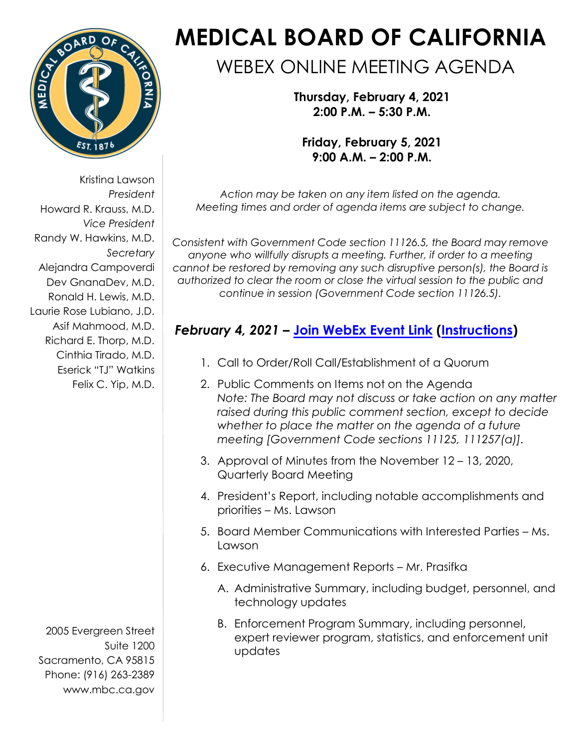# MEDICAL BOARD OF CALIFORNIA

## WEBEX ONLINE MEETING AGENDA

**Thursday, February 4, 2021**
**2:00 P.M. – 5:30 P.M.**

**Friday, February 5, 2021**
**9:00 A.M. – 2:00 P.M.**

Kristina Lawson
*President*
Howard R. Krauss, M.D.
*Vice President*
Randy W. Hawkins, M.D.
*Secretary*
Alejandra Campoverdi
Dev GnanaDev, M.D.
Ronald H. Lewis, M.D.
Laurie Rose Lubiano, J.D.
Asif Mahmood, M.D.
Richard E. Thorp, M.D.
Cinthia Tirado, M.D.
Eserick "TJ" Watkins
Felix C. Yip, M.D.

2005 Evergreen Street
Suite 1200
Sacramento, CA 95815
Phone: (916) 263-2389
www.mbc.ca.gov

*Action may be taken on any item listed on the agenda.*
*Meeting times and order of agenda items are subject to change.*

*Consistent with Government Code section 11126.5, the Board may remove anyone who willfully disrupts a meeting. Further, if order to a meeting cannot be restored by removing any such disruptive person(s), the Board is authorized to clear the room or close the virtual session to the public and continue in session (Government Code section 11126.5).*

### *February 4, 2021* – Join WebEx Event Link (Instructions)

1. Call to Order/Roll Call/Establishment of a Quorum
2. Public Comments on Items not on the Agenda
   *Note: The Board may not discuss or take action on any matter raised during this public comment section, except to decide whether to place the matter on the agenda of a future meeting [Government Code sections 11125, 111257(a)].*
3. Approval of Minutes from the November 12 – 13, 2020, Quarterly Board Meeting
4. President's Report, including notable accomplishments and priorities – Ms. Lawson
5. Board Member Communications with Interested Parties – Ms. Lawson
6. Executive Management Reports – Mr. Prasifka
   A. Administrative Summary, including budget, personnel, and technology updates
   B. Enforcement Program Summary, including personnel, expert reviewer program, statistics, and enforcement unit updates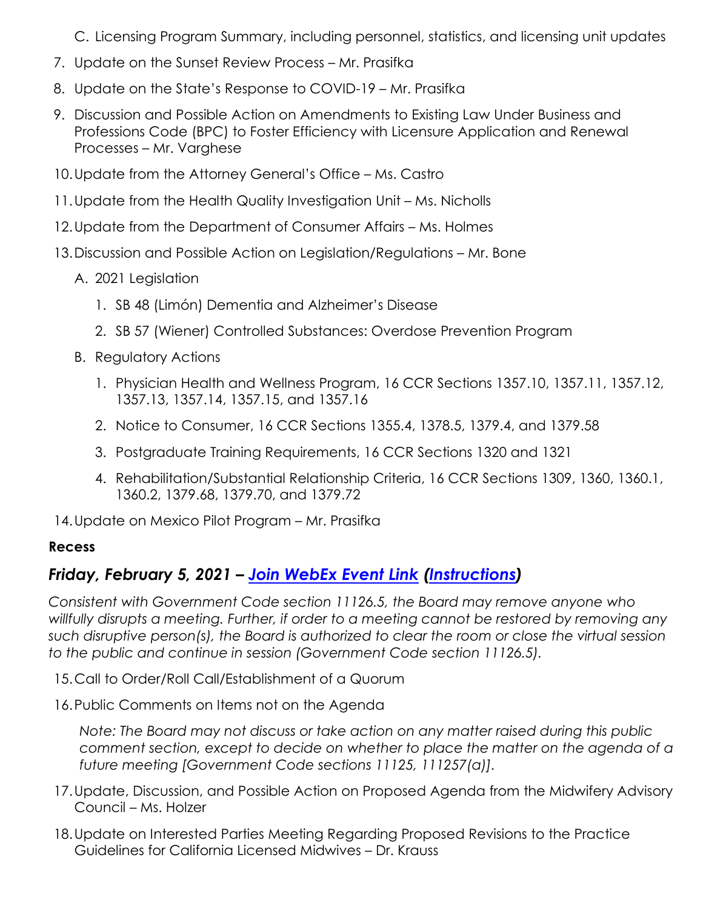C. Licensing Program Summary, including personnel, statistics, and licensing unit updates

7. Update on the Sunset Review Process – Mr. Prasifka
8. Update on the State's Response to COVID-19 – Mr. Prasifka
9. Discussion and Possible Action on Amendments to Existing Law Under Business and Professions Code (BPC) to Foster Efficiency with Licensure Application and Renewal Processes – Mr. Varghese
10. Update from the Attorney General's Office – Ms. Castro
11. Update from the Health Quality Investigation Unit – Ms. Nicholls
12. Update from the Department of Consumer Affairs – Ms. Holmes
13. Discussion and Possible Action on Legislation/Regulations – Mr. Bone
    - A. 2021 Legislation
        1. SB 48 (Limón) Dementia and Alzheimer's Disease
        2. SB 57 (Wiener) Controlled Substances: Overdose Prevention Program
    - B. Regulatory Actions
        1. Physician Health and Wellness Program, 16 CCR Sections 1357.10, 1357.11, 1357.12, 1357.13, 1357.14, 1357.15, and 1357.16
        2. Notice to Consumer, 16 CCR Sections 1355.4, 1378.5, 1379.4, and 1379.58
        3. Postgraduate Training Requirements, 16 CCR Sections 1320 and 1321
        4. Rehabilitation/Substantial Relationship Criteria, 16 CCR Sections 1309, 1360, 1360.1, 1360.2, 1379.68, 1379.70, and 1379.72
14. Update on Mexico Pilot Program – Mr. Prasifka

**Recess**

## *Friday, February 5, 2021 – Join WebEx Event Link (Instructions)*

*Consistent with Government Code section 11126.5, the Board may remove anyone who willfully disrupts a meeting. Further, if order to a meeting cannot be restored by removing any such disruptive person(s), the Board is authorized to clear the room or close the virtual session to the public and continue in session (Government Code section 11126.5).*

15. Call to Order/Roll Call/Establishment of a Quorum
16. Public Comments on Items not on the Agenda

    *Note: The Board may not discuss or take action on any matter raised during this public comment section, except to decide on whether to place the matter on the agenda of a future meeting [Government Code sections 11125, 111257(a)].*

17. Update, Discussion, and Possible Action on Proposed Agenda from the Midwifery Advisory Council – Ms. Holzer
18. Update on Interested Parties Meeting Regarding Proposed Revisions to the Practice Guidelines for California Licensed Midwives – Dr. Krauss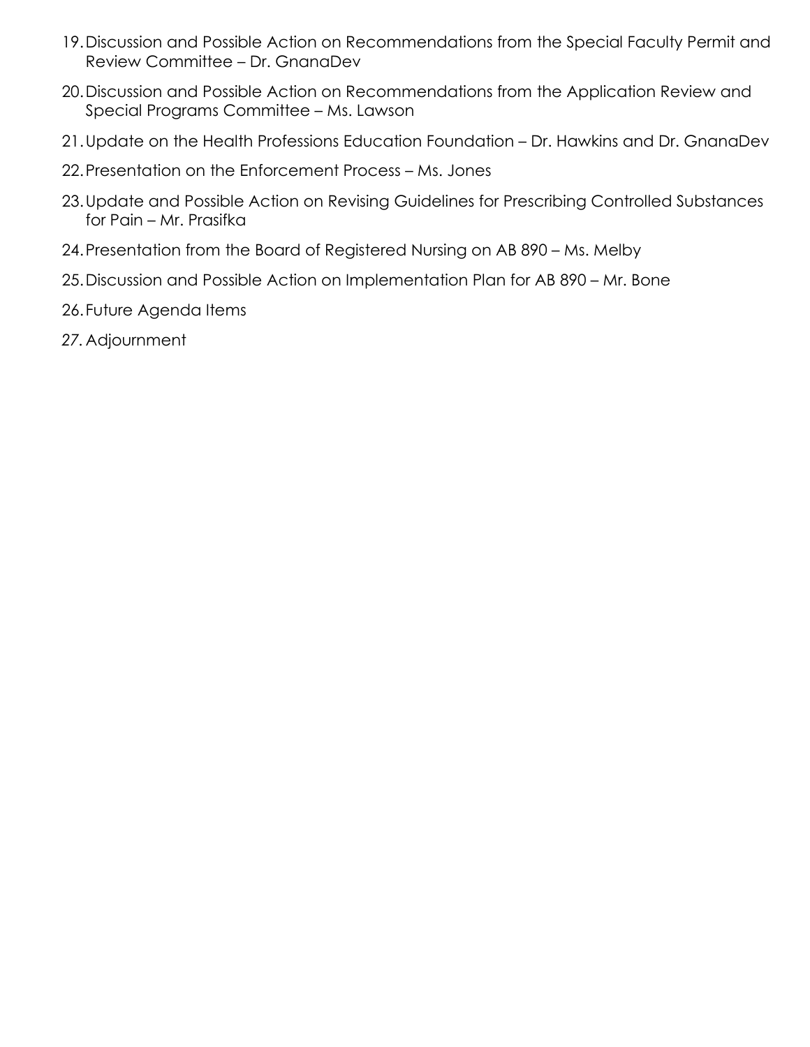19. Discussion and Possible Action on Recommendations from the Special Faculty Permit and Review Committee – Dr. GnanaDev
20. Discussion and Possible Action on Recommendations from the Application Review and Special Programs Committee – Ms. Lawson
21. Update on the Health Professions Education Foundation – Dr. Hawkins and Dr. GnanaDev
22. Presentation on the Enforcement Process – Ms. Jones
23. Update and Possible Action on Revising Guidelines for Prescribing Controlled Substances for Pain – Mr. Prasifka
24. Presentation from the Board of Registered Nursing on AB 890 – Ms. Melby
25. Discussion and Possible Action on Implementation Plan for AB 890 – Mr. Bone
26. Future Agenda Items
27. Adjournment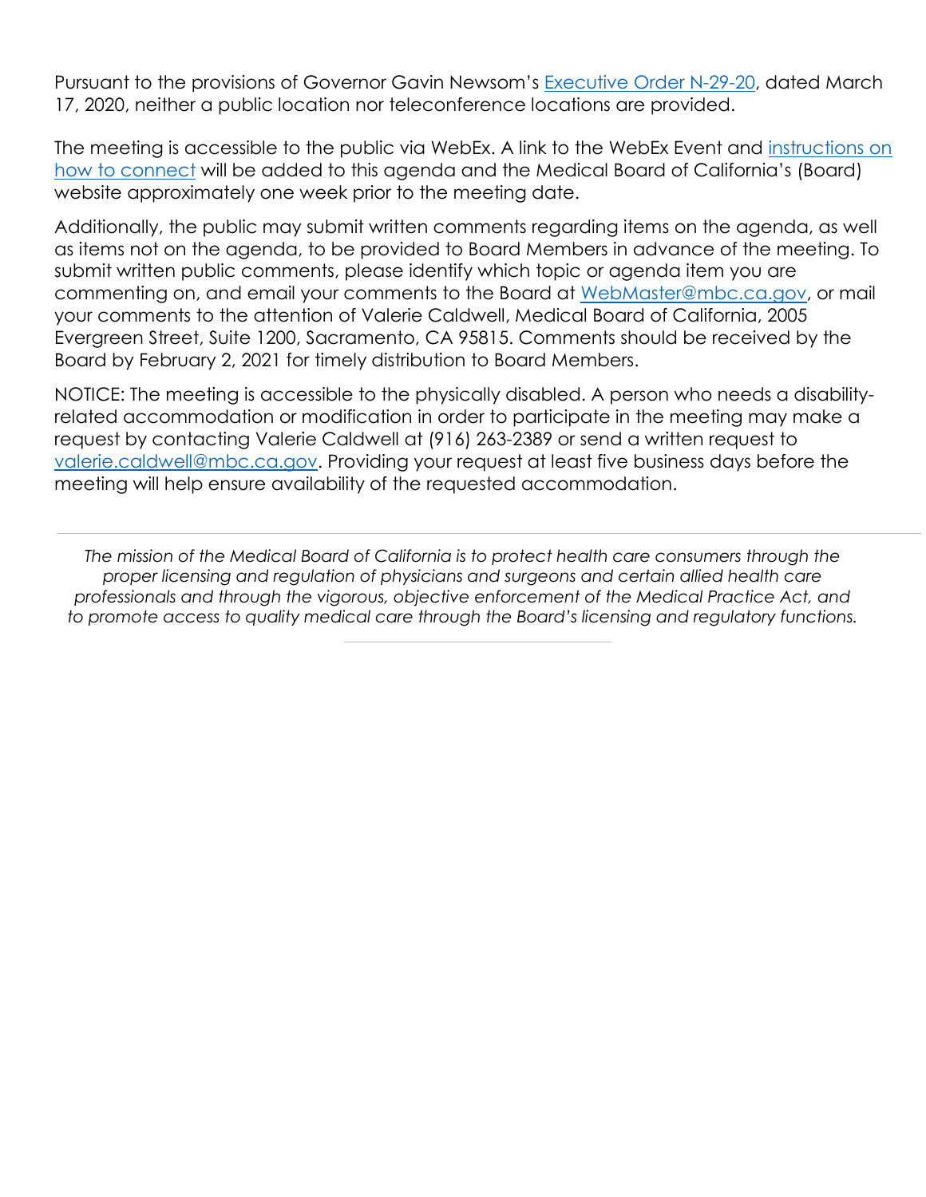Pursuant to the provisions of Governor Gavin Newsom's [Executive Order N-29-20](), dated March 17, 2020, neither a public location nor teleconference locations are provided.

The meeting is accessible to the public via WebEx. A link to the WebEx Event and [instructions on how to connect]() will be added to this agenda and the Medical Board of California's (Board) website approximately one week prior to the meeting date.

Additionally, the public may submit written comments regarding items on the agenda, as well as items not on the agenda, to be provided to Board Members in advance of the meeting. To submit written public comments, please identify which topic or agenda item you are commenting on, and email your comments to the Board at [WebMaster@mbc.ca.gov](mailto:WebMaster@mbc.ca.gov), or mail your comments to the attention of Valerie Caldwell, Medical Board of California, 2005 Evergreen Street, Suite 1200, Sacramento, CA 95815. Comments should be received by the Board by February 2, 2021 for timely distribution to Board Members.

NOTICE: The meeting is accessible to the physically disabled. A person who needs a disability-related accommodation or modification in order to participate in the meeting may make a request by contacting Valerie Caldwell at (916) 263-2389 or send a written request to [valerie.caldwell@mbc.ca.gov](mailto:valerie.caldwell@mbc.ca.gov). Providing your request at least five business days before the meeting will help ensure availability of the requested accommodation.

---

*The mission of the Medical Board of California is to protect health care consumers through the proper licensing and regulation of physicians and surgeons and certain allied health care professionals and through the vigorous, objective enforcement of the Medical Practice Act, and to promote access to quality medical care through the Board's licensing and regulatory functions.*

---